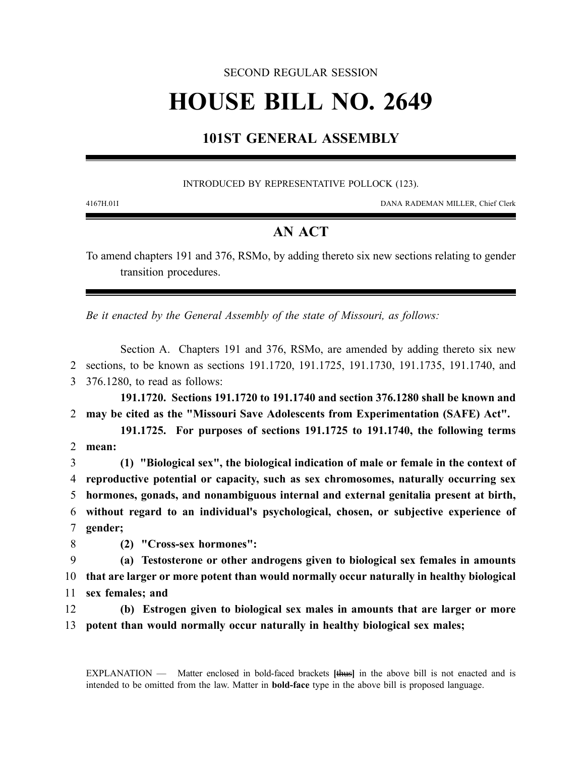SECOND REGULAR SESSION

# HOUSE BILL NO. 2649

## 101ST GENERAL ASSEMBLY

INTRODUCED BY REPRESENTATIVE POLLOCK (123).

4167H.01I DANA RADEMAN MILLER, Chief Clerk

## AN ACT

To amend chapters 191 and 376, RSMo, by adding thereto six new sections relating to gender transition procedures.

*Be it enacted by the General Assembly of the state of Missouri, as follows:*

Section A. Chapters 191 and 376, RSMo, are amended by adding thereto six new sections, to be known as sections 191.1720, 191.1725, 191.1730, 191.1735, 191.1740, and 376.1280, to read as follows:

**191.1720. Sections 191.1720 to 191.1740 and section 376.1280 shall be known and may be cited as the "Missouri Save Adolescents from Experimentation (SAFE) Act".**

**191.1725. For purposes of sections 191.1725 to 191.1740, the following terms mean:**

**(1) "Biological sex", the biological indication of male or female in the context of reproductive potential or capacity, such as sex chromosomes, naturally occurring sex hormones, gonads, and nonambiguous internal and external genitalia present at birth, without regard to an individual's psychological, chosen, or subjective experience of gender;**

**(2) "Cross-sex hormones":**

**(a) Testosterone or other androgens given to biological sex females in amounts that are larger or more potent than would normally occur naturally in healthy biological sex females; and**

**(b) Estrogen given to biological sex males in amounts that are larger or more potent than would normally occur naturally in healthy biological sex males;**

EXPLANATION — Matter enclosed in bold-faced brackets **[~~thus~~]** in the above bill is not enacted and is intended to be omitted from the law. Matter in **bold-face** type in the above bill is proposed language.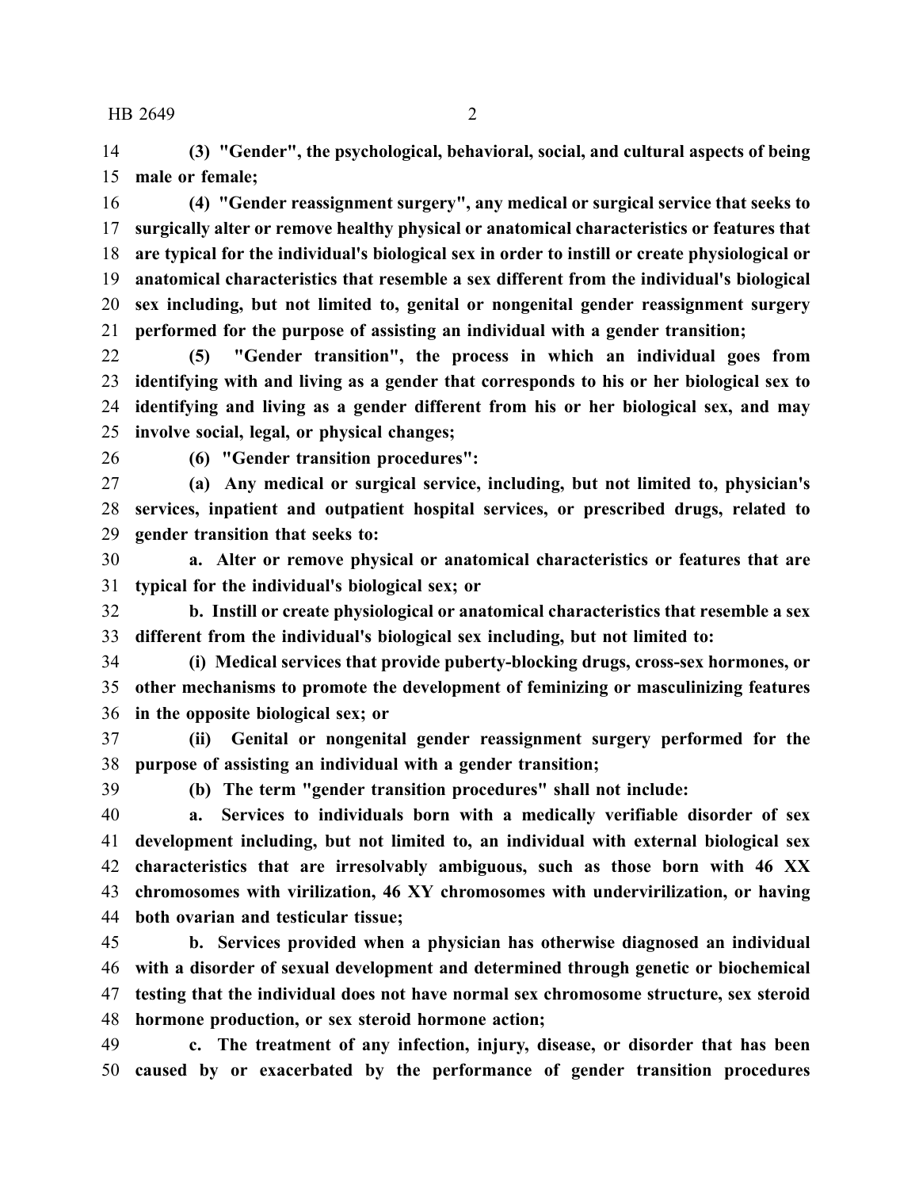**(3) "Gender", the psychological, behavioral, social, and cultural aspects of being male or female;**

**(4) "Gender reassignment surgery", any medical or surgical service that seeks to surgically alter or remove healthy physical or anatomical characteristics or features that are typical for the individual's biological sex in order to instill or create physiological or anatomical characteristics that resemble a sex different from the individual's biological sex including, but not limited to, genital or nongenital gender reassignment surgery performed for the purpose of assisting an individual with a gender transition;**

**(5) "Gender transition", the process in which an individual goes from identifying with and living as a gender that corresponds to his or her biological sex to identifying and living as a gender different from his or her biological sex, and may involve social, legal, or physical changes;**

**(6) "Gender transition procedures":**

**(a) Any medical or surgical service, including, but not limited to, physician's services, inpatient and outpatient hospital services, or prescribed drugs, related to gender transition that seeks to:**

**a. Alter or remove physical or anatomical characteristics or features that are typical for the individual's biological sex; or**

**b. Instill or create physiological or anatomical characteristics that resemble a sex different from the individual's biological sex including, but not limited to:**

**(i) Medical services that provide puberty-blocking drugs, cross-sex hormones, or other mechanisms to promote the development of feminizing or masculinizing features in the opposite biological sex; or**

**(ii) Genital or nongenital gender reassignment surgery performed for the purpose of assisting an individual with a gender transition;**

**(b) The term "gender transition procedures" shall not include:**

**a. Services to individuals born with a medically verifiable disorder of sex development including, but not limited to, an individual with external biological sex characteristics that are irresolvably ambiguous, such as those born with 46 XX chromosomes with virilization, 46 XY chromosomes with undervirilization, or having both ovarian and testicular tissue;**

**b. Services provided when a physician has otherwise diagnosed an individual with a disorder of sexual development and determined through genetic or biochemical testing that the individual does not have normal sex chromosome structure, sex steroid hormone production, or sex steroid hormone action;**

**c. The treatment of any infection, injury, disease, or disorder that has been caused by or exacerbated by the performance of gender transition procedures**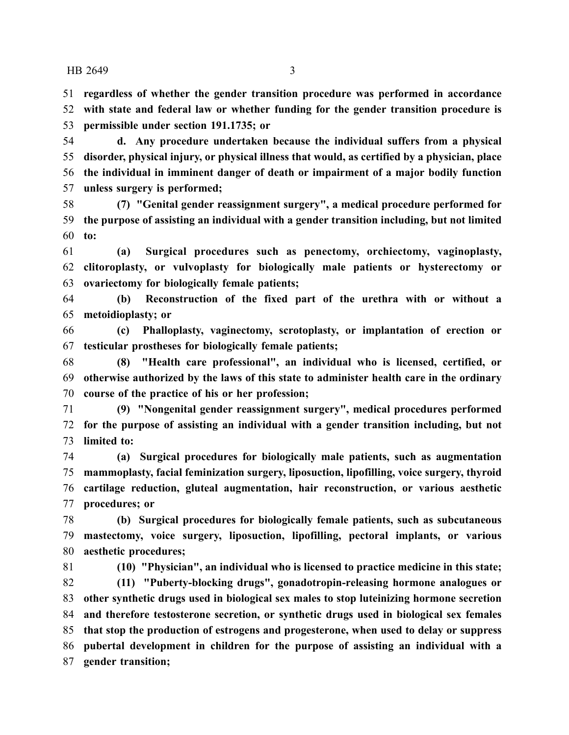**regardless of whether the gender transition procedure was performed in accordance with state and federal law or whether funding for the gender transition procedure is permissible under section 191.1735; or**

**d. Any procedure undertaken because the individual suffers from a physical disorder, physical injury, or physical illness that would, as certified by a physician, place the individual in imminent danger of death or impairment of a major bodily function unless surgery is performed;**

**(7) "Genital gender reassignment surgery", a medical procedure performed for the purpose of assisting an individual with a gender transition including, but not limited to:**

**(a) Surgical procedures such as penectomy, orchiectomy, vaginoplasty, clitoroplasty, or vulvoplasty for biologically male patients or hysterectomy or ovariectomy for biologically female patients;**

**(b) Reconstruction of the fixed part of the urethra with or without a metoidioplasty; or**

**(c) Phalloplasty, vaginectomy, scrotoplasty, or implantation of erection or testicular prostheses for biologically female patients;**

**(8) "Health care professional", an individual who is licensed, certified, or otherwise authorized by the laws of this state to administer health care in the ordinary course of the practice of his or her profession;**

**(9) "Nongenital gender reassignment surgery", medical procedures performed for the purpose of assisting an individual with a gender transition including, but not limited to:**

**(a) Surgical procedures for biologically male patients, such as augmentation mammoplasty, facial feminization surgery, liposuction, lipofilling, voice surgery, thyroid cartilage reduction, gluteal augmentation, hair reconstruction, or various aesthetic procedures; or**

**(b) Surgical procedures for biologically female patients, such as subcutaneous mastectomy, voice surgery, liposuction, lipofilling, pectoral implants, or various aesthetic procedures;**

**(10) "Physician", an individual who is licensed to practice medicine in this state;**

**(11) "Puberty-blocking drugs", gonadotropin-releasing hormone analogues or other synthetic drugs used in biological sex males to stop luteinizing hormone secretion and therefore testosterone secretion, or synthetic drugs used in biological sex females that stop the production of estrogens and progesterone, when used to delay or suppress pubertal development in children for the purpose of assisting an individual with a gender transition;**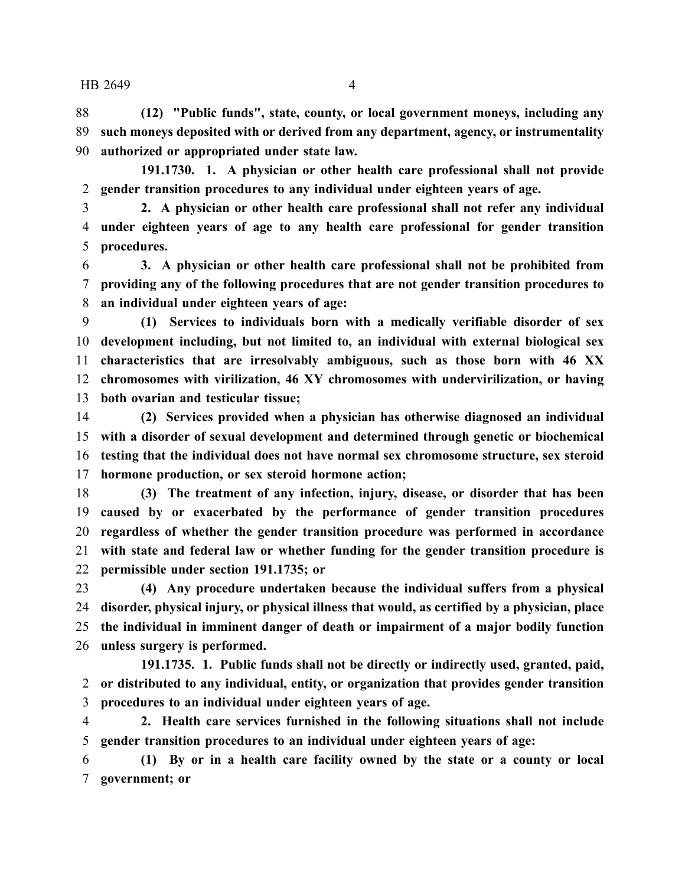**(12) "Public funds", state, county, or local government moneys, including any such moneys deposited with or derived from any department, agency, or instrumentality authorized or appropriated under state law.**

**191.1730. 1. A physician or other health care professional shall not provide gender transition procedures to any individual under eighteen years of age.**

**2. A physician or other health care professional shall not refer any individual under eighteen years of age to any health care professional for gender transition procedures.**

**3. A physician or other health care professional shall not be prohibited from providing any of the following procedures that are not gender transition procedures to an individual under eighteen years of age:**

**(1) Services to individuals born with a medically verifiable disorder of sex development including, but not limited to, an individual with external biological sex characteristics that are irresolvably ambiguous, such as those born with 46 XX chromosomes with virilization, 46 XY chromosomes with undervirilization, or having both ovarian and testicular tissue;**

**(2) Services provided when a physician has otherwise diagnosed an individual with a disorder of sexual development and determined through genetic or biochemical testing that the individual does not have normal sex chromosome structure, sex steroid hormone production, or sex steroid hormone action;**

**(3) The treatment of any infection, injury, disease, or disorder that has been caused by or exacerbated by the performance of gender transition procedures regardless of whether the gender transition procedure was performed in accordance with state and federal law or whether funding for the gender transition procedure is permissible under section 191.1735; or**

**(4) Any procedure undertaken because the individual suffers from a physical disorder, physical injury, or physical illness that would, as certified by a physician, place the individual in imminent danger of death or impairment of a major bodily function unless surgery is performed.**

**191.1735. 1. Public funds shall not be directly or indirectly used, granted, paid, or distributed to any individual, entity, or organization that provides gender transition procedures to an individual under eighteen years of age.**

**2. Health care services furnished in the following situations shall not include gender transition procedures to an individual under eighteen years of age:**

**(1) By or in a health care facility owned by the state or a county or local government; or**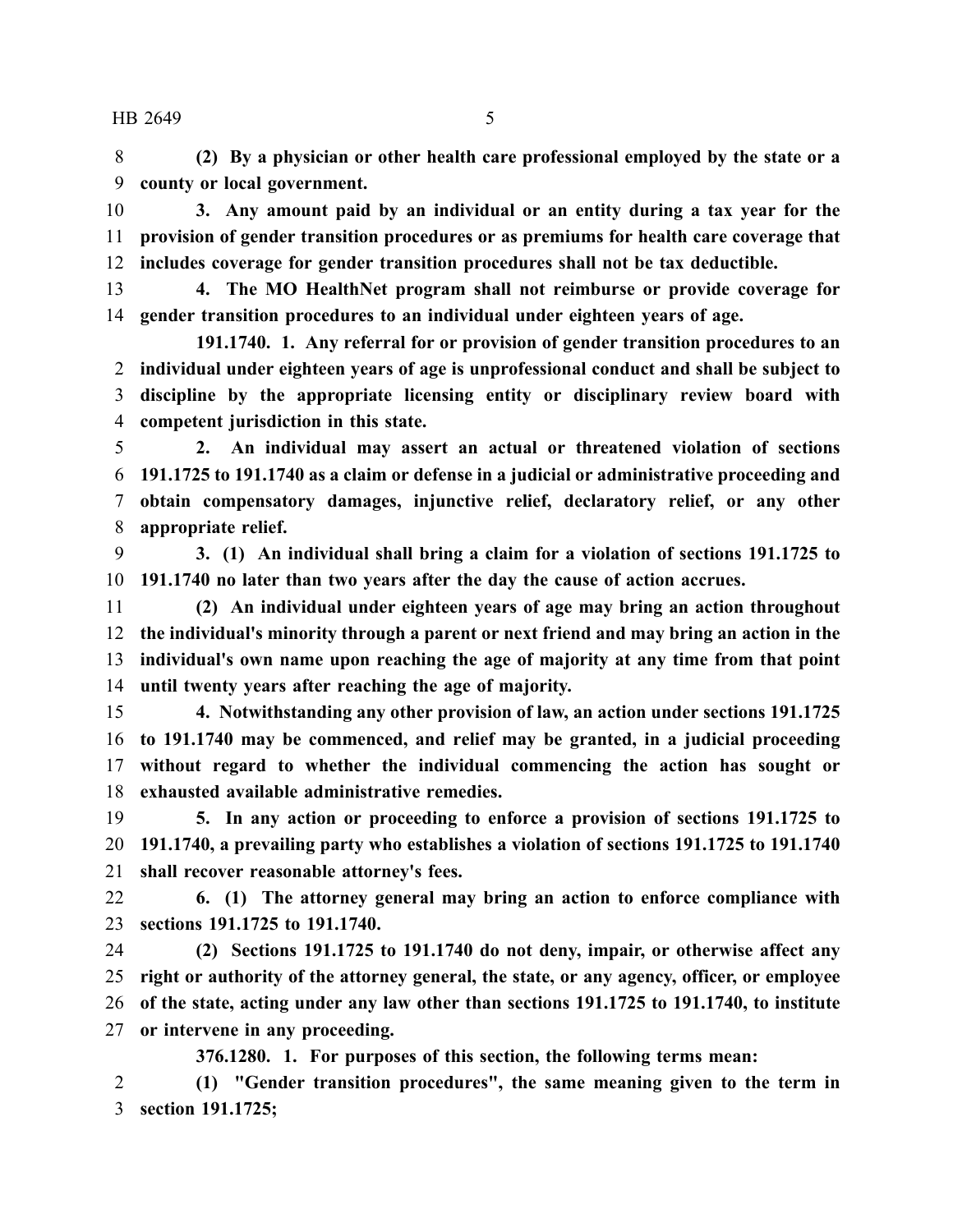**(2) By a physician or other health care professional employed by the state or a county or local government.**

**3. Any amount paid by an individual or an entity during a tax year for the provision of gender transition procedures or as premiums for health care coverage that includes coverage for gender transition procedures shall not be tax deductible.**

**4. The MO HealthNet program shall not reimburse or provide coverage for gender transition procedures to an individual under eighteen years of age.**

**191.1740. 1. Any referral for or provision of gender transition procedures to an individual under eighteen years of age is unprofessional conduct and shall be subject to discipline by the appropriate licensing entity or disciplinary review board with competent jurisdiction in this state.**

**2. An individual may assert an actual or threatened violation of sections 191.1725 to 191.1740 as a claim or defense in a judicial or administrative proceeding and obtain compensatory damages, injunctive relief, declaratory relief, or any other appropriate relief.**

**3. (1) An individual shall bring a claim for a violation of sections 191.1725 to 191.1740 no later than two years after the day the cause of action accrues.**

**(2) An individual under eighteen years of age may bring an action throughout the individual's minority through a parent or next friend and may bring an action in the individual's own name upon reaching the age of majority at any time from that point until twenty years after reaching the age of majority.**

**4. Notwithstanding any other provision of law, an action under sections 191.1725 to 191.1740 may be commenced, and relief may be granted, in a judicial proceeding without regard to whether the individual commencing the action has sought or exhausted available administrative remedies.**

**5. In any action or proceeding to enforce a provision of sections 191.1725 to 191.1740, a prevailing party who establishes a violation of sections 191.1725 to 191.1740 shall recover reasonable attorney's fees.**

**6. (1) The attorney general may bring an action to enforce compliance with sections 191.1725 to 191.1740.**

**(2) Sections 191.1725 to 191.1740 do not deny, impair, or otherwise affect any right or authority of the attorney general, the state, or any agency, officer, or employee of the state, acting under any law other than sections 191.1725 to 191.1740, to institute or intervene in any proceeding.**

**376.1280. 1. For purposes of this section, the following terms mean:**

**(1) "Gender transition procedures", the same meaning given to the term in section 191.1725;**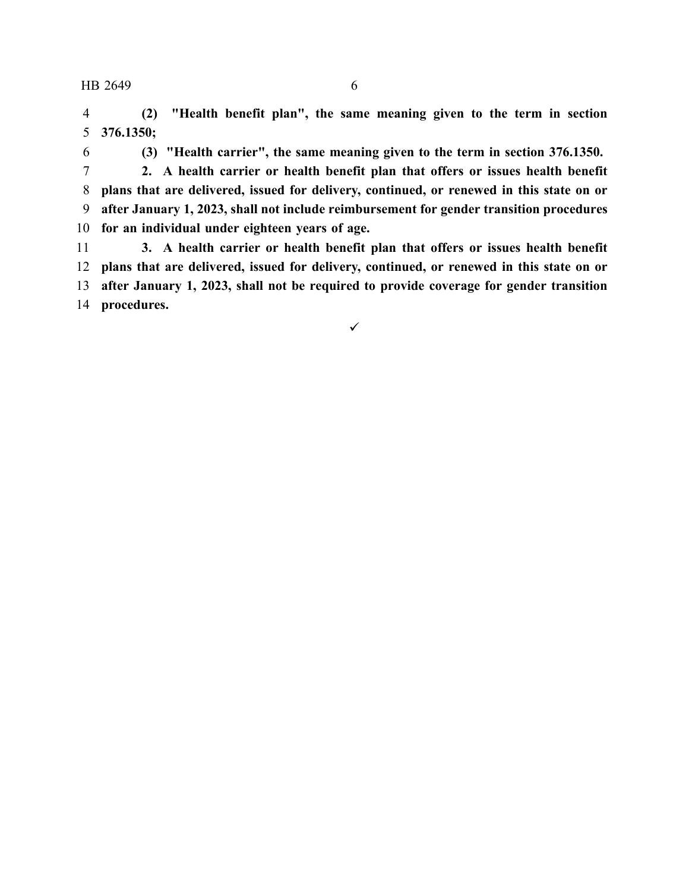**(2) "Health benefit plan", the same meaning given to the term in section 376.1350;**

**(3) "Health carrier", the same meaning given to the term in section 376.1350.**

**2. A health carrier or health benefit plan that offers or issues health benefit plans that are delivered, issued for delivery, continued, or renewed in this state on or after January 1, 2023, shall not include reimbursement for gender transition procedures for an individual under eighteen years of age.**

**3. A health carrier or health benefit plan that offers or issues health benefit plans that are delivered, issued for delivery, continued, or renewed in this state on or after January 1, 2023, shall not be required to provide coverage for gender transition procedures.**

✓